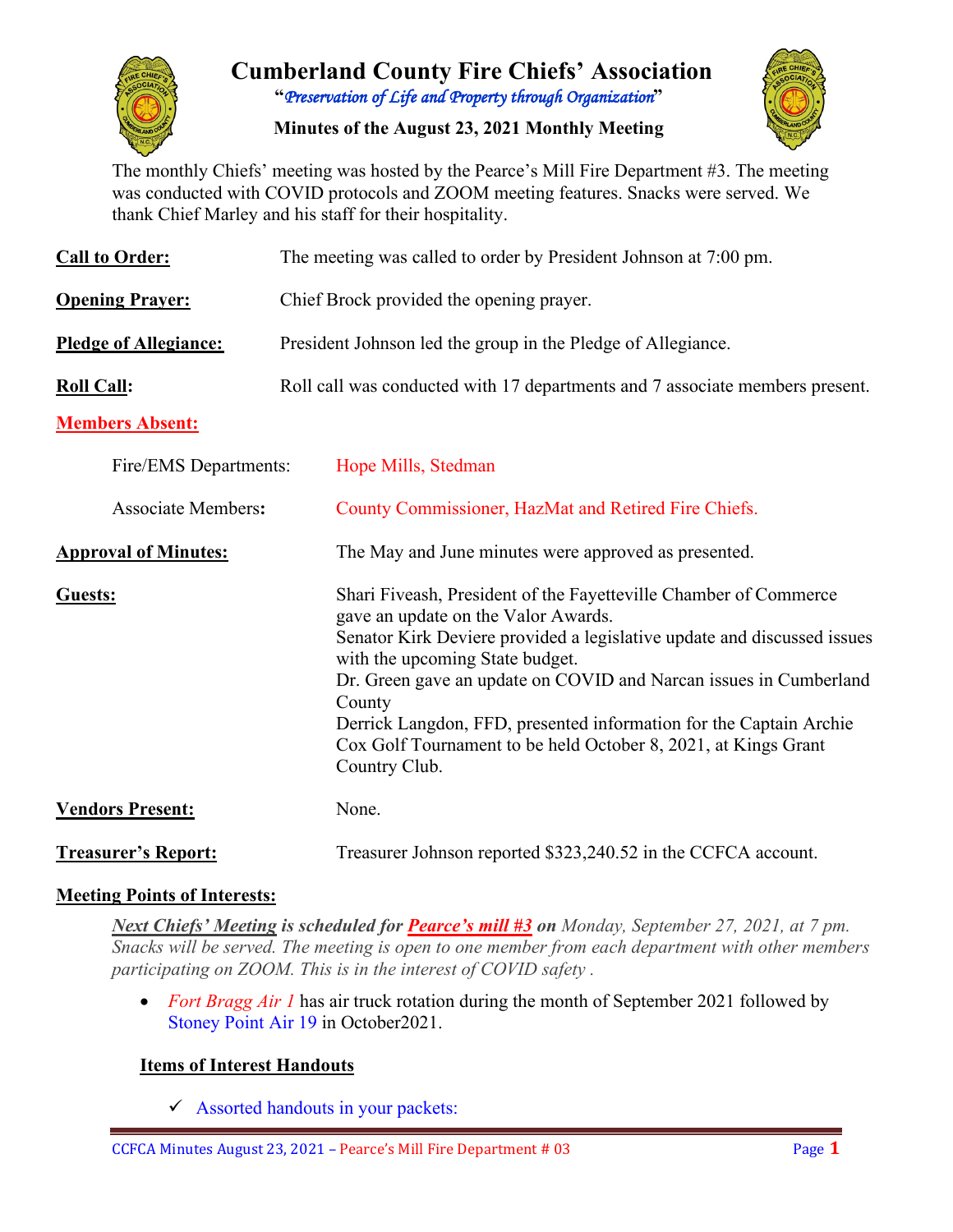# Cumberland County Fire Chiefs' Association

"*Preservation of Life and Property through Organization*"

**Minutes of the August 23, 2021 Monthly Meeting**

The monthly Chiefs' meeting was hosted by the Pearce's Mill Fire Department #3. The meeting was conducted with COVID protocols and ZOOM meeting features. Snacks were served. We thank Chief Marley and his staff for their hospitality.

**Call to Order:** The meeting was called to order by President Johnson at 7:00 pm.

**Opening Prayer:** Chief Brock provided the opening prayer.

**Pledge of Allegiance:** President Johnson led the group in the Pledge of Allegiance.

**Roll Call:** Roll call was conducted with 17 departments and 7 associate members present.

**Members Absent:**

Fire/EMS Departments: Hope Mills, Stedman

Associate Members: County Commissioner, HazMat and Retired Fire Chiefs.

**Approval of Minutes:** The May and June minutes were approved as presented.

**Guests:** Shari Fiveash, President of the Fayetteville Chamber of Commerce gave an update on the Valor Awards.
Senator Kirk Deviere provided a legislative update and discussed issues with the upcoming State budget.
Dr. Green gave an update on COVID and Narcan issues in Cumberland County
Derrick Langdon, FFD, presented information for the Captain Archie Cox Golf Tournament to be held October 8, 2021, at Kings Grant Country Club.

**Vendors Present:** None.

**Treasurer's Report:** Treasurer Johnson reported $323,240.52 in the CCFCA account.

**Meeting Points of Interests:**

***Next Chiefs' Meeting* is scheduled for *Pearce's mill #3* on** *Monday, September 27, 2021, at 7 pm. Snacks will be served. The meeting is open to one member from each department with other members participating on ZOOM. This is in the interest of COVID safety .*

- *Fort Bragg Air 1* has air truck rotation during the month of September 2021 followed by Stoney Point Air 19 in October2021.

**Items of Interest Handouts**

- ✓ Assorted handouts in your packets: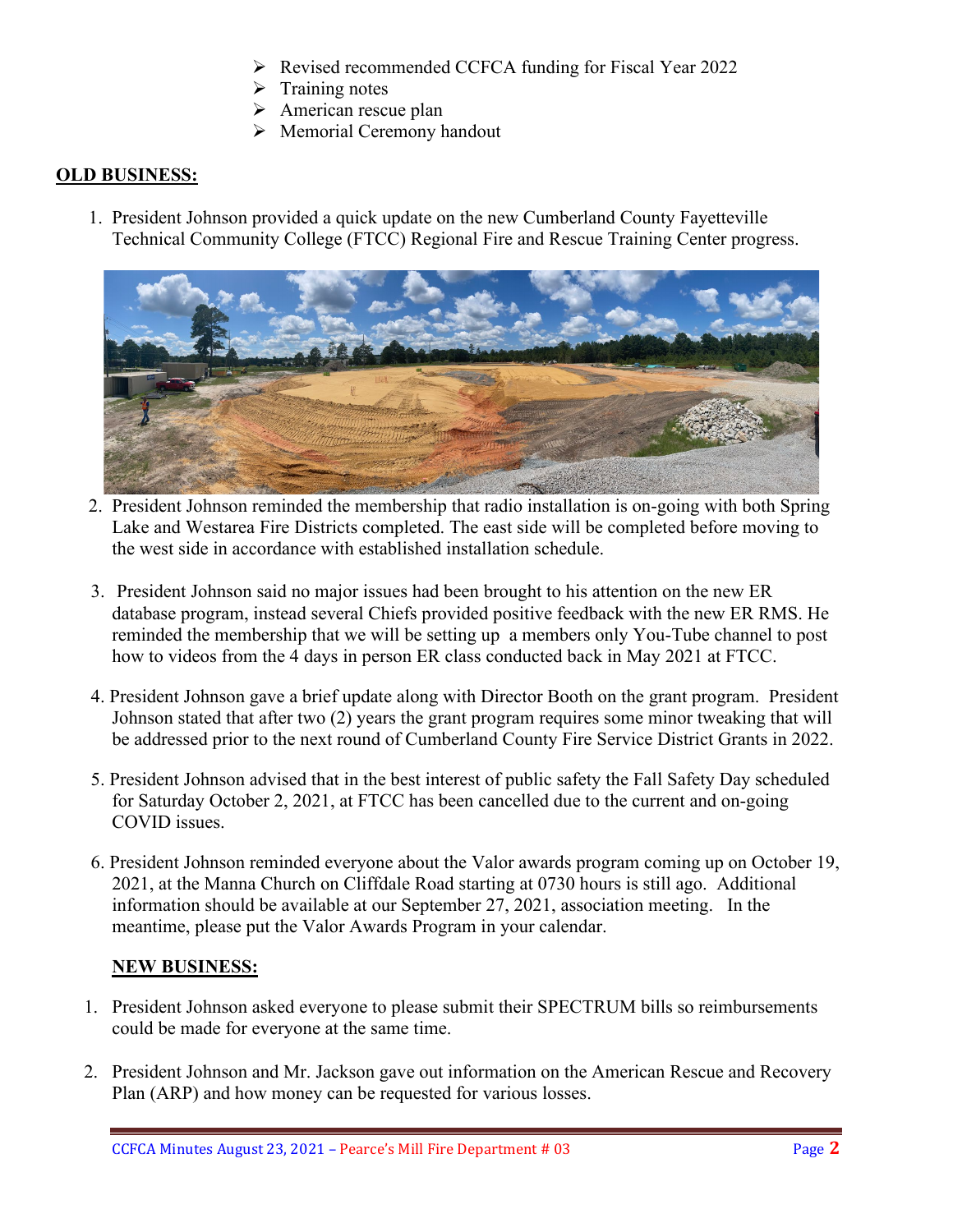- Revised recommended CCFCA funding for Fiscal Year 2022
- Training notes
- American rescue plan
- Memorial Ceremony handout

## OLD BUSINESS:

1. President Johnson provided a quick update on the new Cumberland County Fayetteville Technical Community College (FTCC) Regional Fire and Rescue Training Center progress.

2. President Johnson reminded the membership that radio installation is on-going with both Spring Lake and Westarea Fire Districts completed. The east side will be completed before moving to the west side in accordance with established installation schedule.

3. President Johnson said no major issues had been brought to his attention on the new ER database program, instead several Chiefs provided positive feedback with the new ER RMS. He reminded the membership that we will be setting up a members only You-Tube channel to post how to videos from the 4 days in person ER class conducted back in May 2021 at FTCC.

4. President Johnson gave a brief update along with Director Booth on the grant program. President Johnson stated that after two (2) years the grant program requires some minor tweaking that will be addressed prior to the next round of Cumberland County Fire Service District Grants in 2022.

5. President Johnson advised that in the best interest of public safety the Fall Safety Day scheduled for Saturday October 2, 2021, at FTCC has been cancelled due to the current and on-going COVID issues.

6. President Johnson reminded everyone about the Valor awards program coming up on October 19, 2021, at the Manna Church on Cliffdale Road starting at 0730 hours is still ago. Additional information should be available at our September 27, 2021, association meeting. In the meantime, please put the Valor Awards Program in your calendar.

## NEW BUSINESS:

1. President Johnson asked everyone to please submit their SPECTRUM bills so reimbursements could be made for everyone at the same time.

2. President Johnson and Mr. Jackson gave out information on the American Rescue and Recovery Plan (ARP) and how money can be requested for various losses.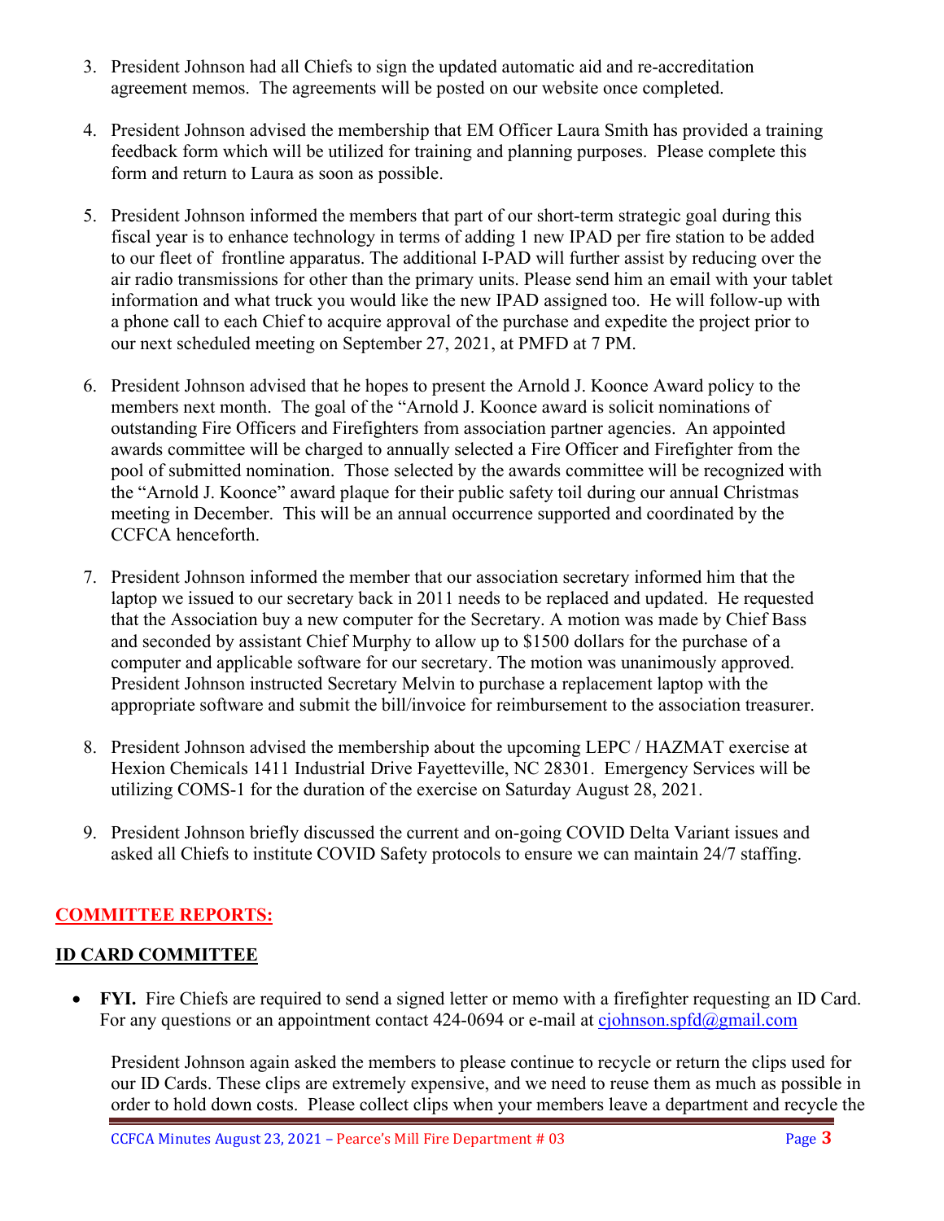3. President Johnson had all Chiefs to sign the updated automatic aid and re-accreditation agreement memos. The agreements will be posted on our website once completed.

4. President Johnson advised the membership that EM Officer Laura Smith has provided a training feedback form which will be utilized for training and planning purposes. Please complete this form and return to Laura as soon as possible.

5. President Johnson informed the members that part of our short-term strategic goal during this fiscal year is to enhance technology in terms of adding 1 new IPAD per fire station to be added to our fleet of frontline apparatus. The additional I-PAD will further assist by reducing over the air radio transmissions for other than the primary units. Please send him an email with your tablet information and what truck you would like the new IPAD assigned too. He will follow-up with a phone call to each Chief to acquire approval of the purchase and expedite the project prior to our next scheduled meeting on September 27, 2021, at PMFD at 7 PM.

6. President Johnson advised that he hopes to present the Arnold J. Koonce Award policy to the members next month. The goal of the "Arnold J. Koonce award is solicit nominations of outstanding Fire Officers and Firefighters from association partner agencies. An appointed awards committee will be charged to annually selected a Fire Officer and Firefighter from the pool of submitted nomination. Those selected by the awards committee will be recognized with the "Arnold J. Koonce" award plaque for their public safety toil during our annual Christmas meeting in December. This will be an annual occurrence supported and coordinated by the CCFCA henceforth.

7. President Johnson informed the member that our association secretary informed him that the laptop we issued to our secretary back in 2011 needs to be replaced and updated. He requested that the Association buy a new computer for the Secretary. A motion was made by Chief Bass and seconded by assistant Chief Murphy to allow up to $1500 dollars for the purchase of a computer and applicable software for our secretary. The motion was unanimously approved. President Johnson instructed Secretary Melvin to purchase a replacement laptop with the appropriate software and submit the bill/invoice for reimbursement to the association treasurer.

8. President Johnson advised the membership about the upcoming LEPC / HAZMAT exercise at Hexion Chemicals 1411 Industrial Drive Fayetteville, NC 28301. Emergency Services will be utilizing COMS-1 for the duration of the exercise on Saturday August 28, 2021.

9. President Johnson briefly discussed the current and on-going COVID Delta Variant issues and asked all Chiefs to institute COVID Safety protocols to ensure we can maintain 24/7 staffing.

## COMMITTEE REPORTS:

### ID CARD COMMITTEE

- **FYI.** Fire Chiefs are required to send a signed letter or memo with a firefighter requesting an ID Card. For any questions or an appointment contact 424-0694 or e-mail at cjohnson.spfd@gmail.com

  President Johnson again asked the members to please continue to recycle or return the clips used for our ID Cards. These clips are extremely expensive, and we need to reuse them as much as possible in order to hold down costs. Please collect clips when your members leave a department and recycle the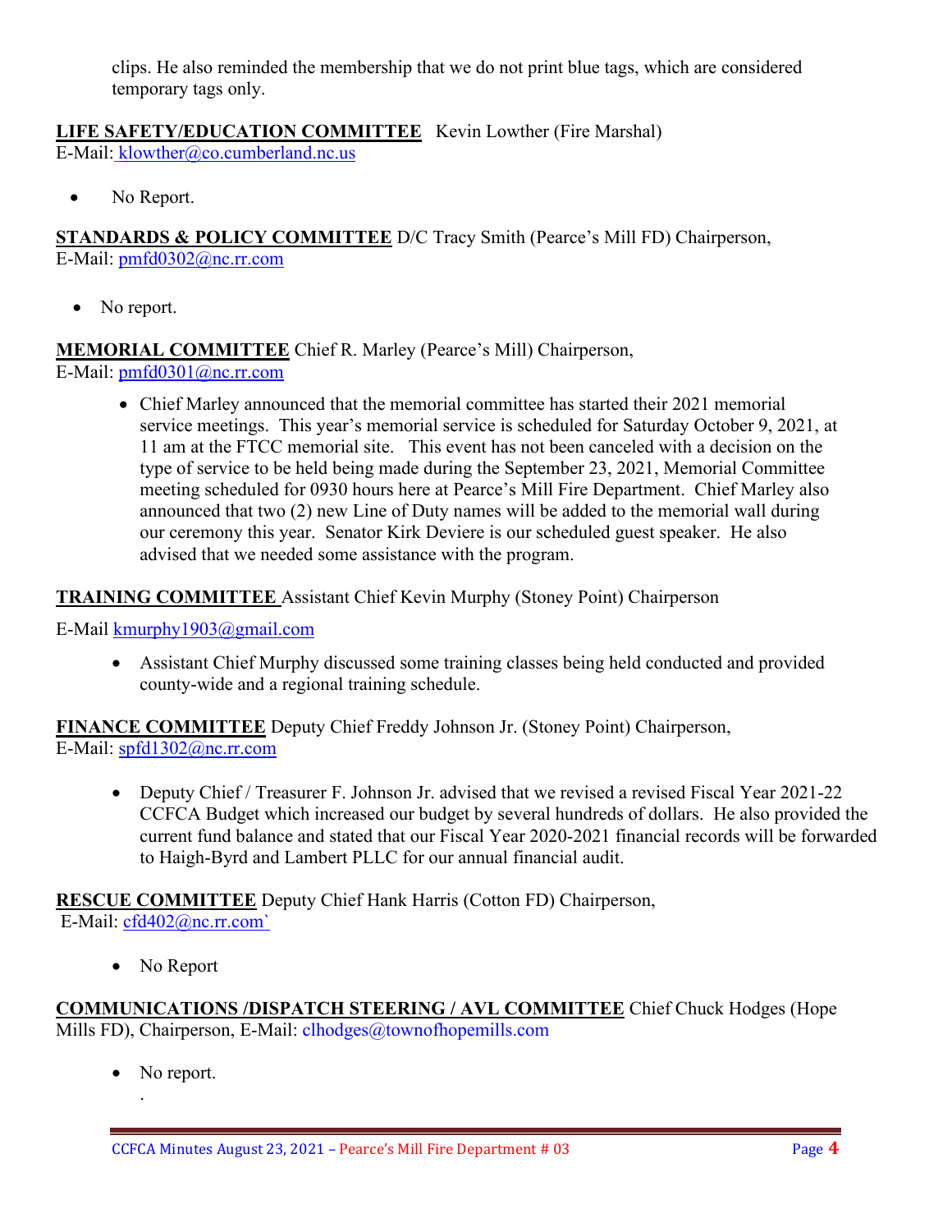clips. He also reminded the membership that we do not print blue tags, which are considered temporary tags only.

**LIFE SAFETY/EDUCATION COMMITTEE** Kevin Lowther (Fire Marshal)
E-Mail: klowther@co.cumberland.nc.us

- No Report.

**STANDARDS & POLICY COMMITTEE** D/C Tracy Smith (Pearce's Mill FD) Chairperson,
E-Mail: pmfd0302@nc.rr.com

- No report.

**MEMORIAL COMMITTEE** Chief R. Marley (Pearce's Mill) Chairperson,
E-Mail: pmfd0301@nc.rr.com

- Chief Marley announced that the memorial committee has started their 2021 memorial service meetings. This year's memorial service is scheduled for Saturday October 9, 2021, at 11 am at the FTCC memorial site. This event has not been canceled with a decision on the type of service to be held being made during the September 23, 2021, Memorial Committee meeting scheduled for 0930 hours here at Pearce's Mill Fire Department. Chief Marley also announced that two (2) new Line of Duty names will be added to the memorial wall during our ceremony this year. Senator Kirk Deviere is our scheduled guest speaker. He also advised that we needed some assistance with the program.

**TRAINING COMMITTEE** Assistant Chief Kevin Murphy (Stoney Point) Chairperson

E-Mail kmurphy1903@gmail.com

- Assistant Chief Murphy discussed some training classes being held conducted and provided county-wide and a regional training schedule.

**FINANCE COMMITTEE** Deputy Chief Freddy Johnson Jr. (Stoney Point) Chairperson,
E-Mail: spfd1302@nc.rr.com

- Deputy Chief / Treasurer F. Johnson Jr. advised that we revised a revised Fiscal Year 2021-22 CCFCA Budget which increased our budget by several hundreds of dollars. He also provided the current fund balance and stated that our Fiscal Year 2020-2021 financial records will be forwarded to Haigh-Byrd and Lambert PLLC for our annual financial audit.

**RESCUE COMMITTEE** Deputy Chief Hank Harris (Cotton FD) Chairperson,
E-Mail: cfd402@nc.rr.com`

- No Report

**COMMUNICATIONS /DISPATCH STEERING / AVL COMMITTEE** Chief Chuck Hodges (Hope Mills FD), Chairperson, E-Mail: clhodges@townofhopemills.com

- No report.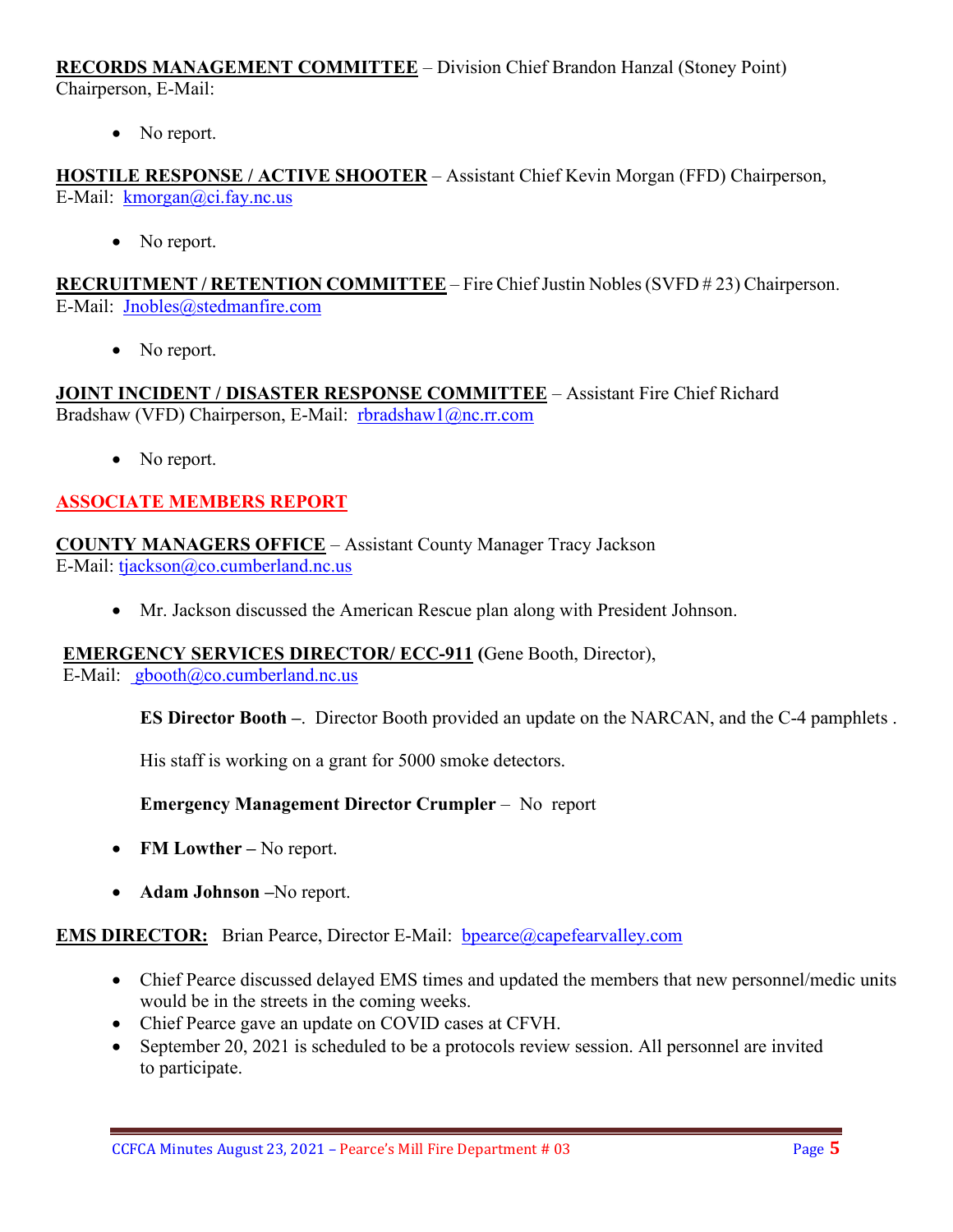**RECORDS MANAGEMENT COMMITTEE** – Division Chief Brandon Hanzal (Stoney Point) Chairperson, E-Mail:

- No report.

**HOSTILE RESPONSE / ACTIVE SHOOTER** – Assistant Chief Kevin Morgan (FFD) Chairperson, E-Mail: kmorgan@ci.fay.nc.us

- No report.

**RECRUITMENT / RETENTION COMMITTEE** – Fire Chief Justin Nobles (SVFD # 23) Chairperson. E-Mail: Jnobles@stedmanfire.com

- No report.

**JOINT INCIDENT / DISASTER RESPONSE COMMITTEE** – Assistant Fire Chief Richard Bradshaw (VFD) Chairperson, E-Mail: rbradshaw1@nc.rr.com

- No report.

## ASSOCIATE MEMBERS REPORT

**COUNTY MANAGERS OFFICE** – Assistant County Manager Tracy Jackson
E-Mail: tjackson@co.cumberland.nc.us

- Mr. Jackson discussed the American Rescue plan along with President Johnson.

**EMERGENCY SERVICES DIRECTOR/ ECC-911 (**Gene Booth, Director),
E-Mail: gbooth@co.cumberland.nc.us

**ES Director Booth –**. Director Booth provided an update on the NARCAN, and the C-4 pamphlets .

His staff is working on a grant for 5000 smoke detectors.

**Emergency Management Director Crumpler** – No report

- **FM Lowther –** No report.
- **Adam Johnson –**No report.

**EMS DIRECTOR:** Brian Pearce, Director E-Mail: bpearce@capefearvalley.com

- Chief Pearce discussed delayed EMS times and updated the members that new personnel/medic units would be in the streets in the coming weeks.
- Chief Pearce gave an update on COVID cases at CFVH.
- September 20, 2021 is scheduled to be a protocols review session. All personnel are invited to participate.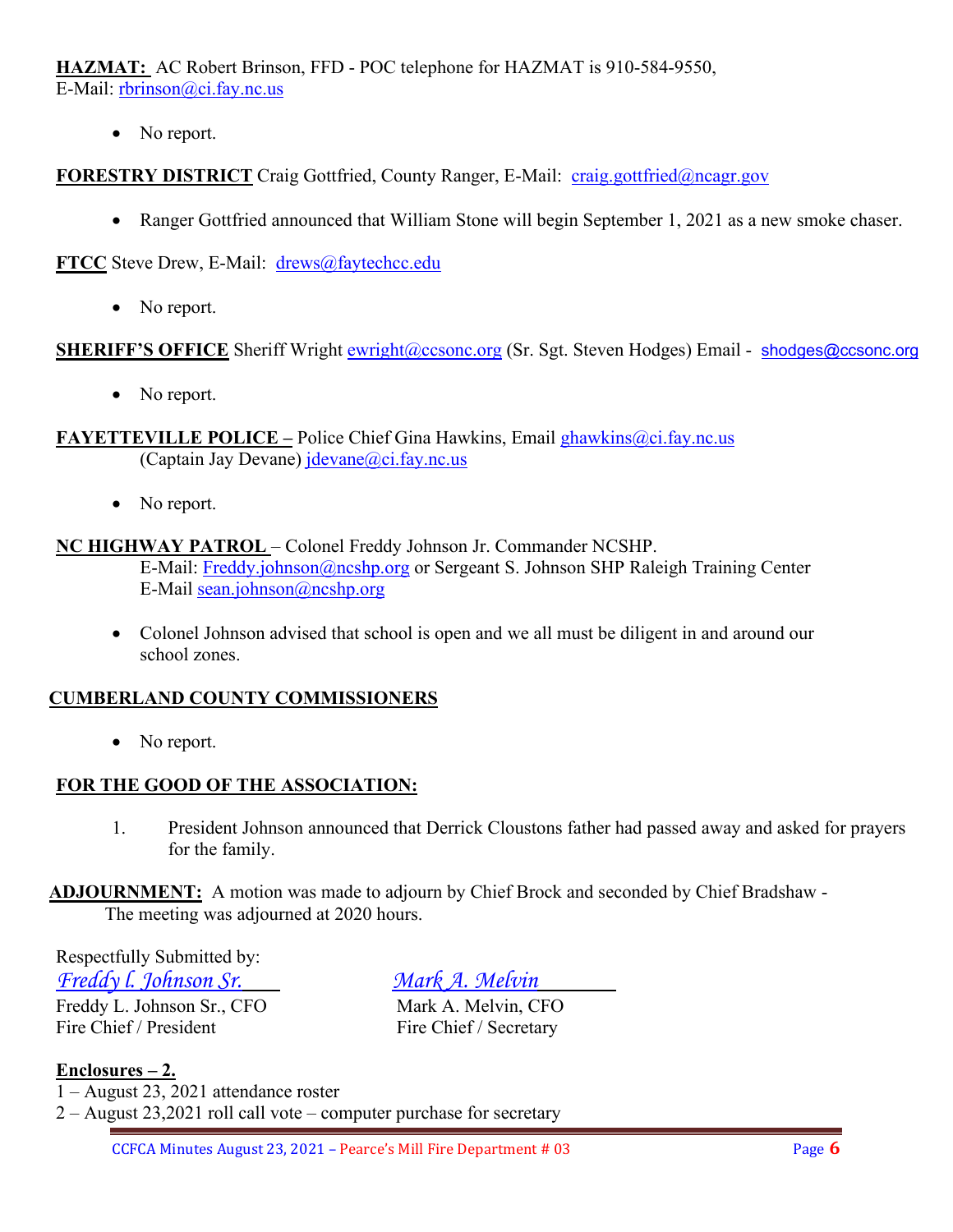**HAZMAT:** AC Robert Brinson, FFD - POC telephone for HAZMAT is 910-584-9550, E-Mail: rbrinson@ci.fay.nc.us

- No report.

**FORESTRY DISTRICT** Craig Gottfried, County Ranger, E-Mail: craig.gottfried@ncagr.gov

- Ranger Gottfried announced that William Stone will begin September 1, 2021 as a new smoke chaser.

**FTCC** Steve Drew, E-Mail: drews@faytechcc.edu

- No report.

**SHERIFF'S OFFICE** Sheriff Wright ewright@ccsonc.org (Sr. Sgt. Steven Hodges) Email - shodges@ccsonc.org

- No report.

**FAYETTEVILLE POLICE –** Police Chief Gina Hawkins, Email ghawkins@ci.fay.nc.us
(Captain Jay Devane) jdevane@ci.fay.nc.us

- No report.

**NC HIGHWAY PATROL** – Colonel Freddy Johnson Jr. Commander NCSHP.
E-Mail: Freddy.johnson@ncshp.org or Sergeant S. Johnson SHP Raleigh Training Center
E-Mail sean.johnson@ncshp.org

- Colonel Johnson advised that school is open and we all must be diligent in and around our school zones.

**CUMBERLAND COUNTY COMMISSIONERS**

- No report.

**FOR THE GOOD OF THE ASSOCIATION:**

1. President Johnson announced that Derrick Cloustons father had passed away and asked for prayers for the family.

**ADJOURNMENT:** A motion was made to adjourn by Chief Brock and seconded by Chief Bradshaw - The meeting was adjourned at 2020 hours.

Respectfully Submitted by:

*Freddy l. Johnson Sr.*
Freddy L. Johnson Sr., CFO
Fire Chief / President

*Mark A. Melvin*
Mark A. Melvin, CFO
Fire Chief / Secretary

**Enclosures – 2.**

1 – August 23, 2021 attendance roster
2 – August 23,2021 roll call vote – computer purchase for secretary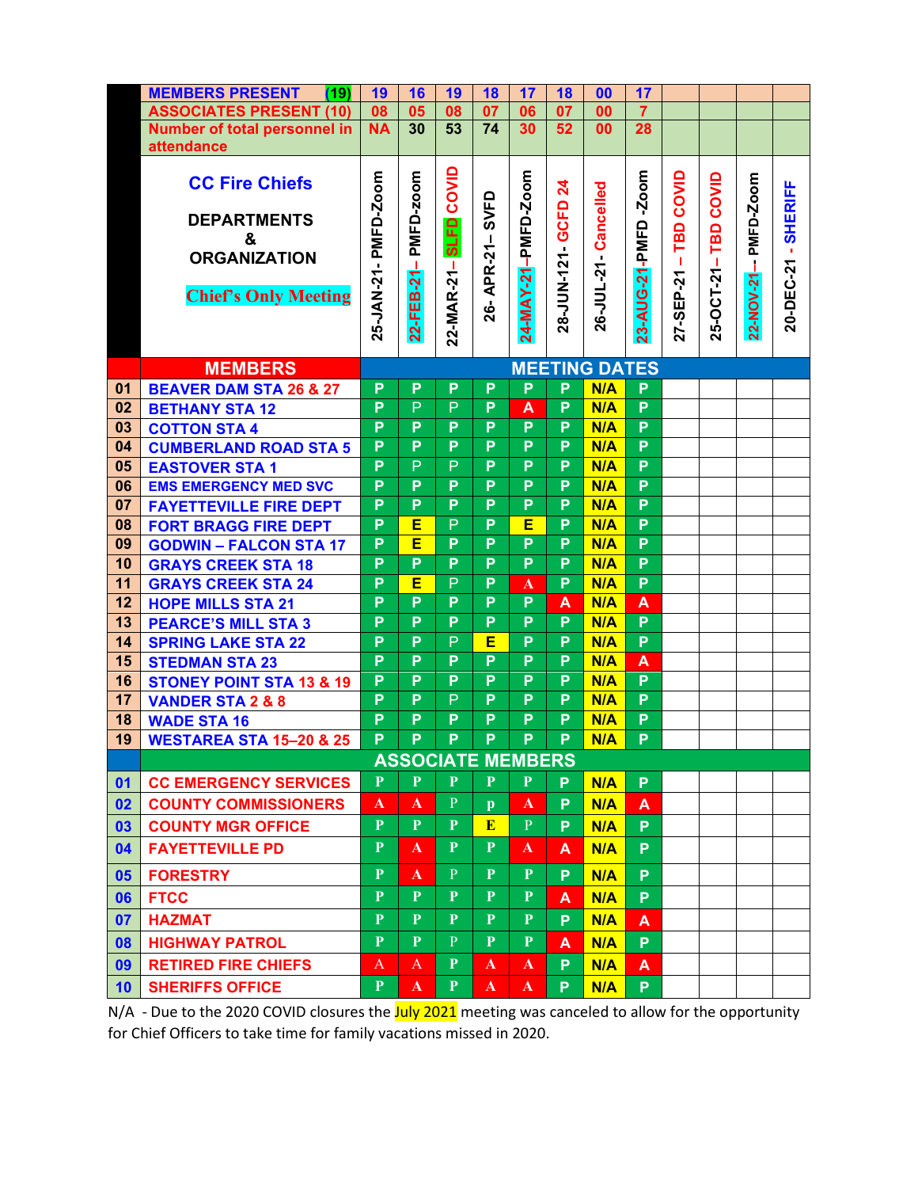| | MEMBERS PRESENT (19) | 19 | 16 | 19 | 18 | 17 | 18 | 00 | 17 | | | | |
|---|---|---|---|---|---|---|---|---|---|---|---|---|---|
| | ASSOCIATES PRESENT (10) | 08 | 05 | 08 | 07 | 06 | 07 | 00 | 7 | | | | |
| | Number of total personnel in attendance | NA | 30 | 53 | 74 | 30 | 52 | 00 | 28 | | | | |
| | **CC Fire Chiefs**<br>**DEPARTMENTS & ORGANIZATION**<br>**Chief's Only Meeting** | 25-JAN-21- PMFD-Zoom | 22-FEB-21– PMFD-zoom | 22-MAR-21– SLFD COVID | 26- APR-21– SVFD | 24-MAY-21–PMFD-Zoom | 28-JUN-121- GCFD 24 | 26-JUL-21- Cancelled | 23-AUG-21-PMFD -Zoom | 27-SEP-21 – TBD COVID | 25-OCT-21–TBD COVID | 22-NOV-21-- PMFD-Zoom | 20-DEC-21 - SHERIFF |
| | **MEMBERS** | **MEETING DATES** | | | | | | | | | | | |
| 01 | BEAVER DAM STA 26 & 27 | P | P | P | P | P | P | N/A | P | | | | |
| 02 | BETHANY STA 12 | P | P | P | P | A | P | N/A | P | | | | |
| 03 | COTTON STA 4 | P | P | P | P | P | P | N/A | P | | | | |
| 04 | CUMBERLAND ROAD STA 5 | P | P | P | P | P | P | N/A | P | | | | |
| 05 | EASTOVER STA 1 | P | P | P | P | P | P | N/A | P | | | | |
| 06 | EMS EMERGENCY MED SVC | P | P | P | P | P | P | N/A | P | | | | |
| 07 | FAYETTEVILLE FIRE DEPT | P | P | P | P | P | P | N/A | P | | | | |
| 08 | FORT BRAGG FIRE DEPT | P | E | P | P | E | P | N/A | P | | | | |
| 09 | GODWIN – FALCON STA 17 | P | E | P | P | P | P | N/A | P | | | | |
| 10 | GRAYS CREEK STA 18 | P | P | P | P | P | P | N/A | P | | | | |
| 11 | GRAYS CREEK STA 24 | P | E | P | P | A | P | N/A | P | | | | |
| 12 | HOPE MILLS STA 21 | P | P | P | P | P | A | N/A | A | | | | |
| 13 | PEARCE'S MILL STA 3 | P | P | P | P | P | P | N/A | P | | | | |
| 14 | SPRING LAKE STA 22 | P | P | P | E | P | P | N/A | P | | | | |
| 15 | STEDMAN STA 23 | P | P | P | P | P | P | N/A | A | | | | |
| 16 | STONEY POINT STA 13 & 19 | P | P | P | P | P | P | N/A | P | | | | |
| 17 | VANDER STA 2 & 8 | P | P | P | P | P | P | N/A | P | | | | |
| 18 | WADE STA 16 | P | P | P | P | P | P | N/A | P | | | | |
| 19 | WESTAREA STA 15–20 & 25 | P | P | P | P | P | P | N/A | P | | | | |
| | **ASSOCIATE MEMBERS** | | | | | | | | | | | | |
| 01 | CC EMERGENCY SERVICES | P | P | P | P | P | P | N/A | P | | | | |
| 02 | COUNTY COMMISSIONERS | A | A | P | p | A | P | N/A | A | | | | |
| 03 | COUNTY MGR OFFICE | P | P | P | E | P | P | N/A | P | | | | |
| 04 | FAYETTEVILLE PD | P | A | P | P | A | A | N/A | P | | | | |
| 05 | FORESTRY | P | A | P | P | P | P | N/A | P | | | | |
| 06 | FTCC | P | P | P | P | P | A | N/A | P | | | | |
| 07 | HAZMAT | P | P | P | P | P | P | N/A | A | | | | |
| 08 | HIGHWAY PATROL | P | P | P | P | P | A | N/A | P | | | | |
| 09 | RETIRED FIRE CHIEFS | A | A | P | A | A | P | N/A | A | | | | |
| 10 | SHERIFFS OFFICE | P | A | P | A | A | P | N/A | P | | | | |

N/A - Due to the 2020 COVID closures the July 2021 meeting was canceled to allow for the opportunity for Chief Officers to take time for family vacations missed in 2020.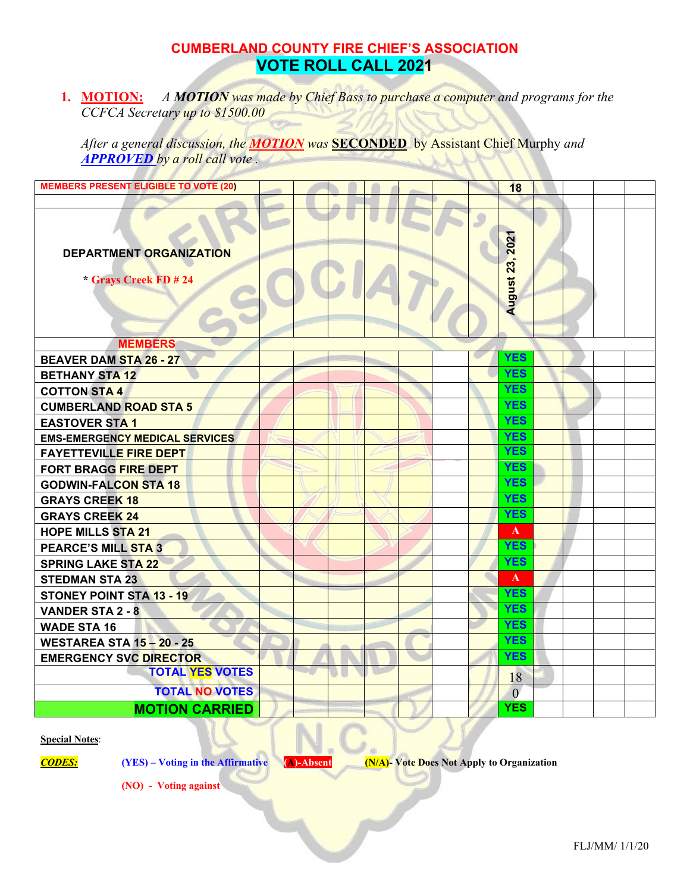# CUMBERLAND COUNTY FIRE CHIEF'S ASSOCIATION
## VOTE ROLL CALL 2021

1. **MOTION:** *A **MOTION** was made by Chief Bass to purchase a computer and programs for the CCFCA Secretary up to $1500.00*

   *After a general discussion, the **MOTION** was* **SECONDED** by Assistant Chief Murphy *and **APPROVED** by a roll call vote .*

| MEMBERS PRESENT ELIGIBLE TO VOTE (20) | | | | | | | | 18 | | | |
|---|---|---|---|---|---|---|---|---|---|---|---|
| | | | | | | | | | | | |
| DEPARTMENT ORGANIZATION<br><br>* Grays Creek FD # 24 | | | | | | | | August 23, 2021 | | | |
| MEMBERS | | | | | | | | | | | |
| BEAVER DAM STA 26 - 27 | | | | | | | | YES | | | |
| BETHANY STA 12 | | | | | | | | YES | | | |
| COTTON STA 4 | | | | | | | | YES | | | |
| CUMBERLAND ROAD STA 5 | | | | | | | | YES | | | |
| EASTOVER STA 1 | | | | | | | | YES | | | |
| EMS-EMERGENCY MEDICAL SERVICES | | | | | | | | YES | | | |
| FAYETTEVILLE FIRE DEPT | | | | | | | | YES | | | |
| FORT BRAGG FIRE DEPT | | | | | | | | YES | | | |
| GODWIN-FALCON STA 18 | | | | | | | | YES | | | |
| GRAYS CREEK 18 | | | | | | | | YES | | | |
| GRAYS CREEK 24 | | | | | | | | YES | | | |
| HOPE MILLS STA 21 | | | | | | | | A | | | |
| PEARCE'S MILL STA 3 | | | | | | | | YES | | | |
| SPRING LAKE STA 22 | | | | | | | | YES | | | |
| STEDMAN STA 23 | | | | | | | | A | | | |
| STONEY POINT STA 13 - 19 | | | | | | | | YES | | | |
| VANDER STA 2 - 8 | | | | | | | | YES | | | |
| WADE STA 16 | | | | | | | | YES | | | |
| WESTAREA STA 15 – 20 - 25 | | | | | | | | YES | | | |
| EMERGENCY SVC DIRECTOR | | | | | | | | YES | | | |
| TOTAL YES VOTES | | | | | | | | 18 | | | |
| TOTAL NO VOTES | | | | | | | | 0 | | | |
| MOTION CARRIED | | | | | | | | YES | | | |

**Special Notes**:

***CODES:*** **(YES) – Voting in the Affirmative** **(A)-Absent** **(N/A)- Vote Does Not Apply to Organization**

**(NO) - Voting against**

FLJ/MM/ 1/1/20